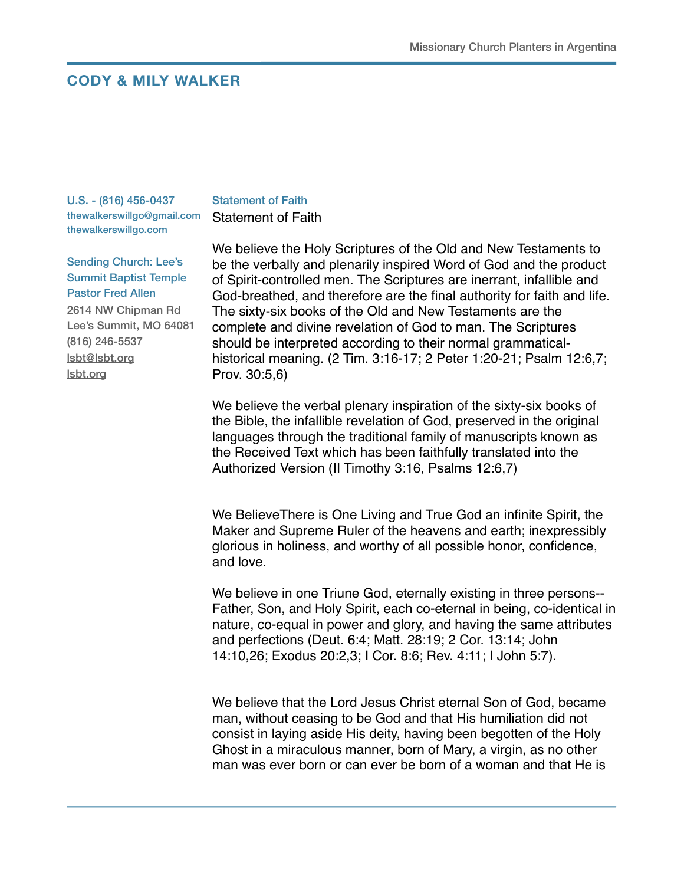# CODY & MILY WALKER

U.S. - (816) 456-0437
thewalkerswillgo@gmail.com
thewalkerswillgo.com

Sending Church: Lee's Summit Baptist Temple
Pastor Fred Allen
2614 NW Chipman Rd
Lee's Summit, MO 64081
(816) 246-5537
lsbt@lsbt.org
lsbt.org

## Statement of Faith

Statement of Faith

We believe the Holy Scriptures of the Old and New Testaments to be the verbally and plenarily inspired Word of God and the product of Spirit-controlled men. The Scriptures are inerrant, infallible and God-breathed, and therefore are the final authority for faith and life. The sixty-six books of the Old and New Testaments are the complete and divine revelation of God to man. The Scriptures should be interpreted according to their normal grammatical-historical meaning. (2 Tim. 3:16-17; 2 Peter 1:20-21; Psalm 12:6,7; Prov. 30:5,6)

We believe the verbal plenary inspiration of the sixty-six books of the Bible, the infallible revelation of God, preserved in the original languages through the traditional family of manuscripts known as the Received Text which has been faithfully translated into the Authorized Version (II Timothy 3:16, Psalms 12:6,7)

We BelieveThere is One Living and True God an infinite Spirit, the Maker and Supreme Ruler of the heavens and earth; inexpressibly glorious in holiness, and worthy of all possible honor, confidence, and love.

We believe in one Triune God, eternally existing in three persons--Father, Son, and Holy Spirit, each co-eternal in being, co-identical in nature, co-equal in power and glory, and having the same attributes and perfections (Deut. 6:4; Matt. 28:19; 2 Cor. 13:14; John 14:10,26; Exodus 20:2,3; I Cor. 8:6; Rev. 4:11; I John 5:7).

We believe that the Lord Jesus Christ eternal Son of God, became man, without ceasing to be God and that His humiliation did not consist in laying aside His deity, having been begotten of the Holy Ghost in a miraculous manner, born of Mary, a virgin, as no other man was ever born or can ever be born of a woman and that He is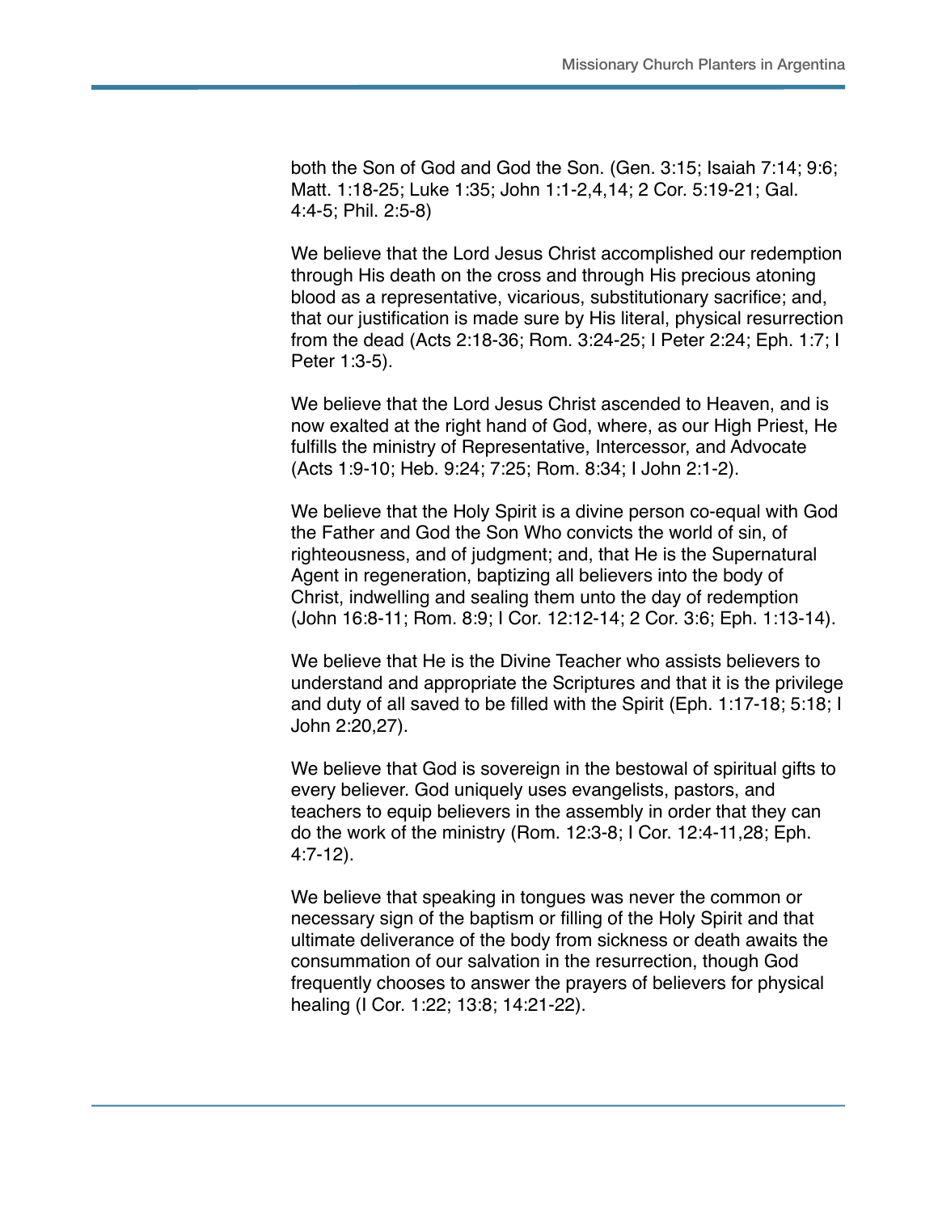both the Son of God and God the Son. (Gen. 3:15; Isaiah 7:14; 9:6; Matt. 1:18-25; Luke 1:35; John 1:1-2,4,14; 2 Cor. 5:19-21; Gal. 4:4-5; Phil. 2:5-8)

We believe that the Lord Jesus Christ accomplished our redemption through His death on the cross and through His precious atoning blood as a representative, vicarious, substitutionary sacrifice; and, that our justification is made sure by His literal, physical resurrection from the dead (Acts 2:18-36; Rom. 3:24-25; I Peter 2:24; Eph. 1:7; I Peter 1:3-5).

We believe that the Lord Jesus Christ ascended to Heaven, and is now exalted at the right hand of God, where, as our High Priest, He fulfills the ministry of Representative, Intercessor, and Advocate (Acts 1:9-10; Heb. 9:24; 7:25; Rom. 8:34; I John 2:1-2).

We believe that the Holy Spirit is a divine person co-equal with God the Father and God the Son Who convicts the world of sin, of righteousness, and of judgment; and, that He is the Supernatural Agent in regeneration, baptizing all believers into the body of Christ, indwelling and sealing them unto the day of redemption (John 16:8-11; Rom. 8:9; I Cor. 12:12-14; 2 Cor. 3:6; Eph. 1:13-14).

We believe that He is the Divine Teacher who assists believers to understand and appropriate the Scriptures and that it is the privilege and duty of all saved to be filled with the Spirit (Eph. 1:17-18; 5:18; I John 2:20,27).

We believe that God is sovereign in the bestowal of spiritual gifts to every believer. God uniquely uses evangelists, pastors, and teachers to equip believers in the assembly in order that they can do the work of the ministry (Rom. 12:3-8; I Cor. 12:4-11,28; Eph. 4:7-12).

We believe that speaking in tongues was never the common or necessary sign of the baptism or filling of the Holy Spirit and that ultimate deliverance of the body from sickness or death awaits the consummation of our salvation in the resurrection, though God frequently chooses to answer the prayers of believers for physical healing (I Cor. 1:22; 13:8; 14:21-22).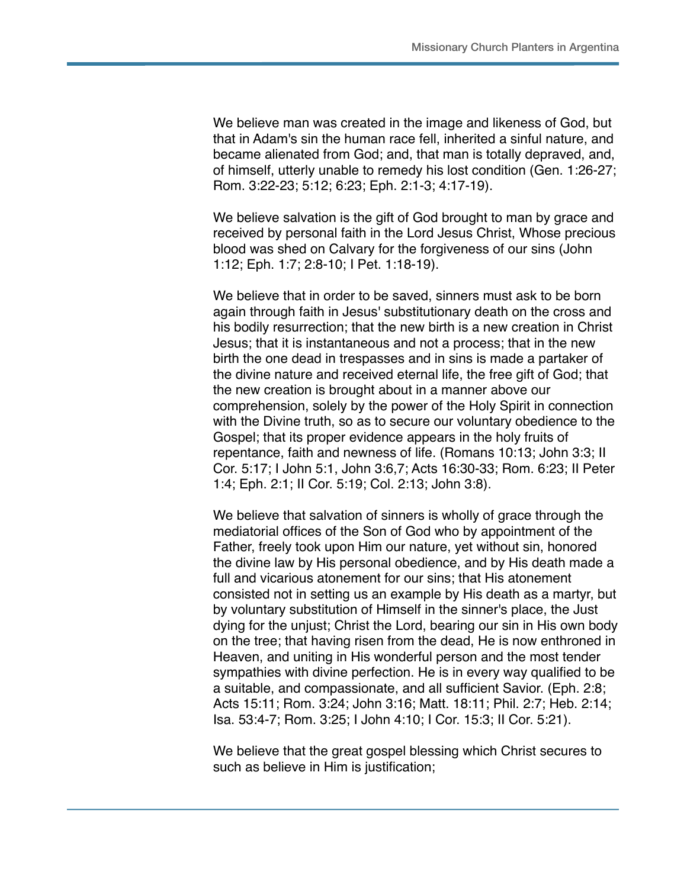We believe man was created in the image and likeness of God, but that in Adam's sin the human race fell, inherited a sinful nature, and became alienated from God; and, that man is totally depraved, and, of himself, utterly unable to remedy his lost condition (Gen. 1:26-27; Rom. 3:22-23; 5:12; 6:23; Eph. 2:1-3; 4:17-19).

We believe salvation is the gift of God brought to man by grace and received by personal faith in the Lord Jesus Christ, Whose precious blood was shed on Calvary for the forgiveness of our sins (John 1:12; Eph. 1:7; 2:8-10; I Pet. 1:18-19).

We believe that in order to be saved, sinners must ask to be born again through faith in Jesus' substitutionary death on the cross and his bodily resurrection; that the new birth is a new creation in Christ Jesus; that it is instantaneous and not a process; that in the new birth the one dead in trespasses and in sins is made a partaker of the divine nature and received eternal life, the free gift of God; that the new creation is brought about in a manner above our comprehension, solely by the power of the Holy Spirit in connection with the Divine truth, so as to secure our voluntary obedience to the Gospel; that its proper evidence appears in the holy fruits of repentance, faith and newness of life. (Romans 10:13; John 3:3; II Cor. 5:17; I John 5:1, John 3:6,7; Acts 16:30-33; Rom. 6:23; II Peter 1:4; Eph. 2:1; II Cor. 5:19; Col. 2:13; John 3:8).

We believe that salvation of sinners is wholly of grace through the mediatorial offices of the Son of God who by appointment of the Father, freely took upon Him our nature, yet without sin, honored the divine law by His personal obedience, and by His death made a full and vicarious atonement for our sins; that His atonement consisted not in setting us an example by His death as a martyr, but by voluntary substitution of Himself in the sinner's place, the Just dying for the unjust; Christ the Lord, bearing our sin in His own body on the tree; that having risen from the dead, He is now enthroned in Heaven, and uniting in His wonderful person and the most tender sympathies with divine perfection. He is in every way qualified to be a suitable, and compassionate, and all sufficient Savior. (Eph. 2:8; Acts 15:11; Rom. 3:24; John 3:16; Matt. 18:11; Phil. 2:7; Heb. 2:14; Isa. 53:4-7; Rom. 3:25; I John 4:10; I Cor. 15:3; II Cor. 5:21).

We believe that the great gospel blessing which Christ secures to such as believe in Him is justification;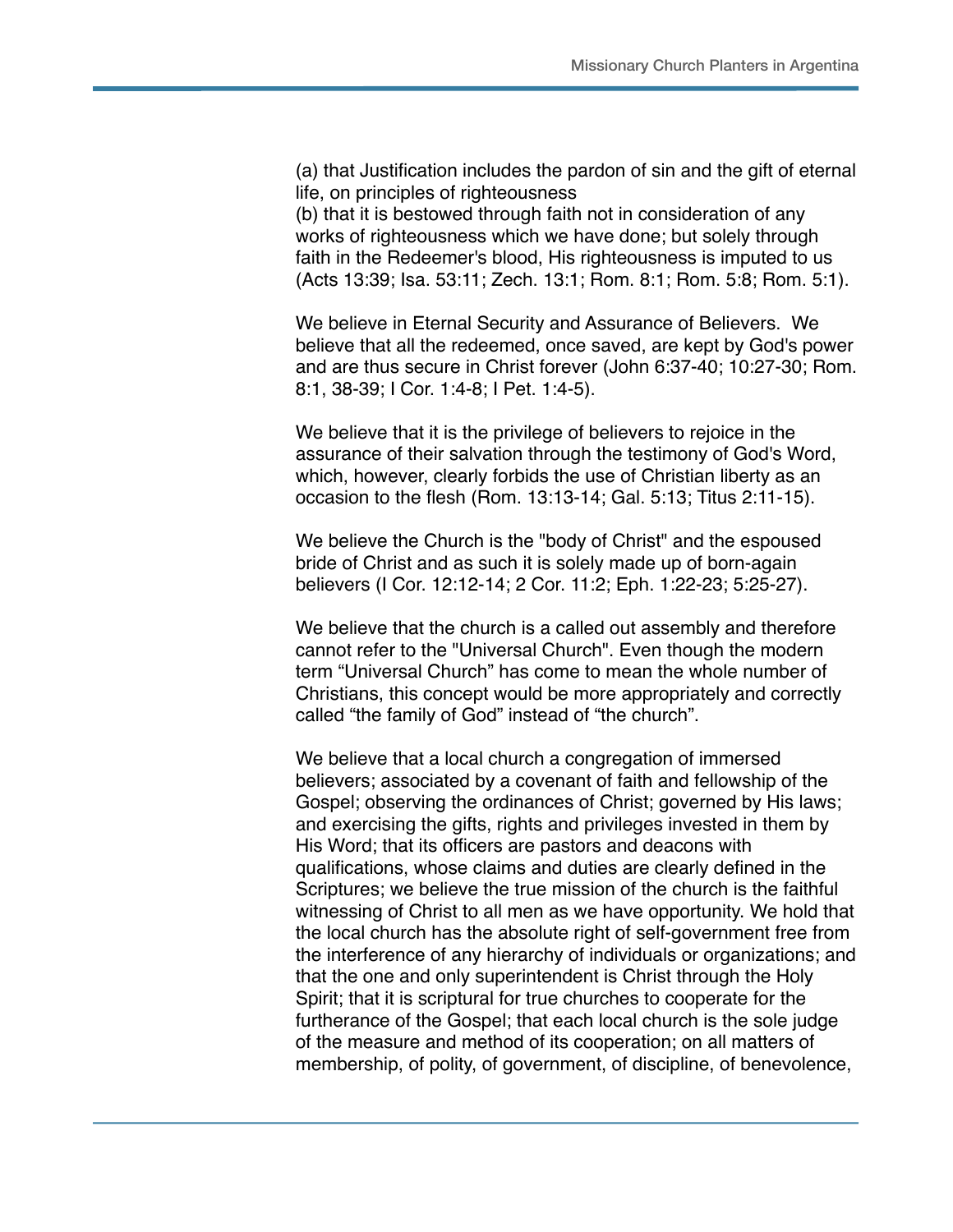(a) that Justification includes the pardon of sin and the gift of eternal life, on principles of righteousness
(b) that it is bestowed through faith not in consideration of any works of righteousness which we have done; but solely through faith in the Redeemer's blood, His righteousness is imputed to us (Acts 13:39; Isa. 53:11; Zech. 13:1; Rom. 8:1; Rom. 5:8; Rom. 5:1).

We believe in Eternal Security and Assurance of Believers. We believe that all the redeemed, once saved, are kept by God's power and are thus secure in Christ forever (John 6:37-40; 10:27-30; Rom. 8:1, 38-39; I Cor. 1:4-8; I Pet. 1:4-5).

We believe that it is the privilege of believers to rejoice in the assurance of their salvation through the testimony of God's Word, which, however, clearly forbids the use of Christian liberty as an occasion to the flesh (Rom. 13:13-14; Gal. 5:13; Titus 2:11-15).

We believe the Church is the "body of Christ" and the espoused bride of Christ and as such it is solely made up of born-again believers (I Cor. 12:12-14; 2 Cor. 11:2; Eph. 1:22-23; 5:25-27).

We believe that the church is a called out assembly and therefore cannot refer to the "Universal Church". Even though the modern term “Universal Church” has come to mean the whole number of Christians, this concept would be more appropriately and correctly called “the family of God” instead of “the church”.

We believe that a local church a congregation of immersed believers; associated by a covenant of faith and fellowship of the Gospel; observing the ordinances of Christ; governed by His laws; and exercising the gifts, rights and privileges invested in them by His Word; that its officers are pastors and deacons with qualifications, whose claims and duties are clearly defined in the Scriptures; we believe the true mission of the church is the faithful witnessing of Christ to all men as we have opportunity. We hold that the local church has the absolute right of self-government free from the interference of any hierarchy of individuals or organizations; and that the one and only superintendent is Christ through the Holy Spirit; that it is scriptural for true churches to cooperate for the furtherance of the Gospel; that each local church is the sole judge of the measure and method of its cooperation; on all matters of membership, of polity, of government, of discipline, of benevolence,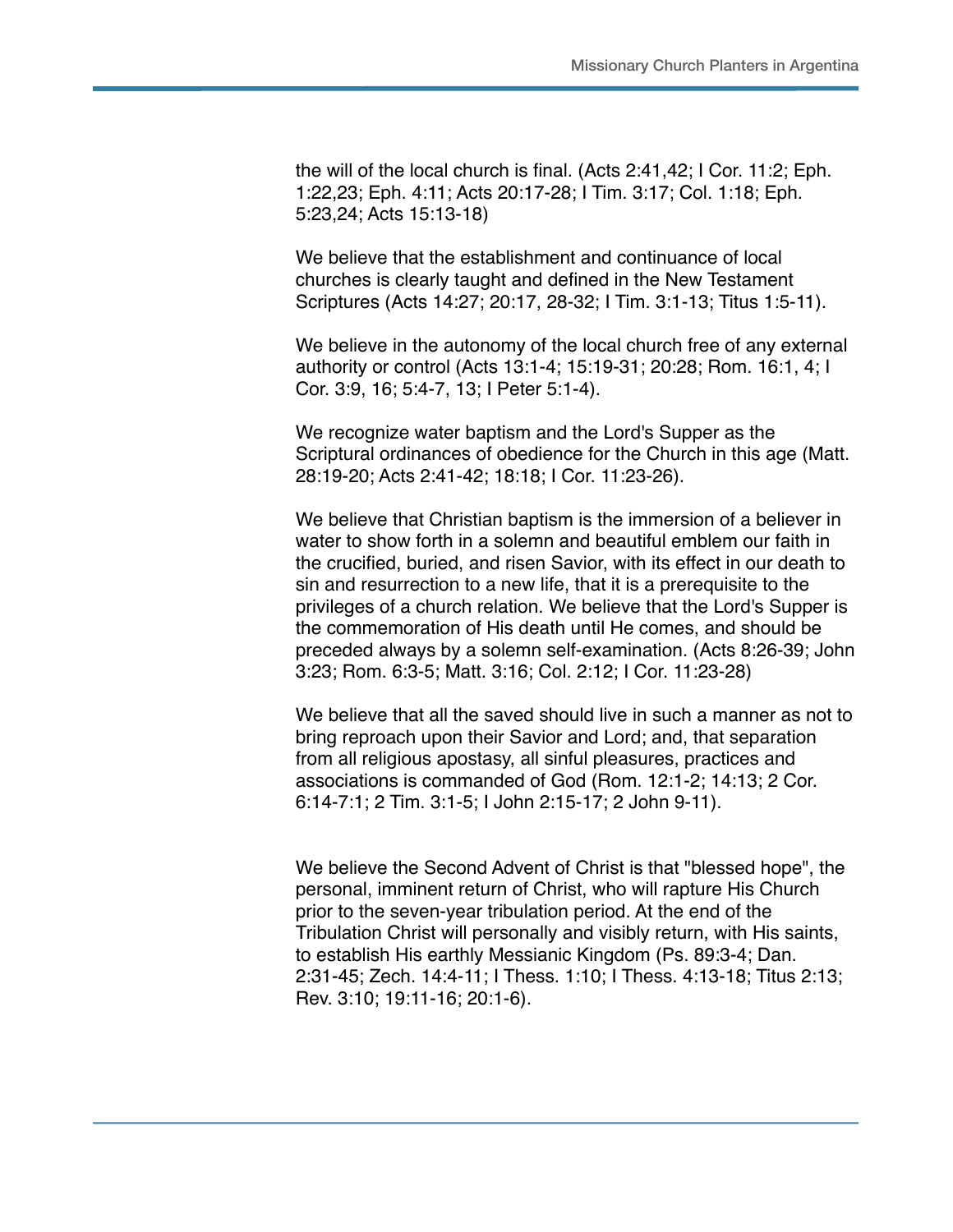the will of the local church is final. (Acts 2:41,42; I Cor. 11:2; Eph. 1:22,23; Eph. 4:11; Acts 20:17-28; I Tim. 3:17; Col. 1:18; Eph. 5:23,24; Acts 15:13-18)

We believe that the establishment and continuance of local churches is clearly taught and defined in the New Testament Scriptures (Acts 14:27; 20:17, 28-32; I Tim. 3:1-13; Titus 1:5-11).

We believe in the autonomy of the local church free of any external authority or control (Acts 13:1-4; 15:19-31; 20:28; Rom. 16:1, 4; I Cor. 3:9, 16; 5:4-7, 13; I Peter 5:1-4).

We recognize water baptism and the Lord's Supper as the Scriptural ordinances of obedience for the Church in this age (Matt. 28:19-20; Acts 2:41-42; 18:18; I Cor. 11:23-26).

We believe that Christian baptism is the immersion of a believer in water to show forth in a solemn and beautiful emblem our faith in the crucified, buried, and risen Savior, with its effect in our death to sin and resurrection to a new life, that it is a prerequisite to the privileges of a church relation. We believe that the Lord's Supper is the commemoration of His death until He comes, and should be preceded always by a solemn self-examination. (Acts 8:26-39; John 3:23; Rom. 6:3-5; Matt. 3:16; Col. 2:12; I Cor. 11:23-28)

We believe that all the saved should live in such a manner as not to bring reproach upon their Savior and Lord; and, that separation from all religious apostasy, all sinful pleasures, practices and associations is commanded of God (Rom. 12:1-2; 14:13; 2 Cor. 6:14-7:1; 2 Tim. 3:1-5; I John 2:15-17; 2 John 9-11).

We believe the Second Advent of Christ is that "blessed hope", the personal, imminent return of Christ, who will rapture His Church prior to the seven-year tribulation period. At the end of the Tribulation Christ will personally and visibly return, with His saints, to establish His earthly Messianic Kingdom (Ps. 89:3-4; Dan. 2:31-45; Zech. 14:4-11; I Thess. 1:10; I Thess. 4:13-18; Titus 2:13; Rev. 3:10; 19:11-16; 20:1-6).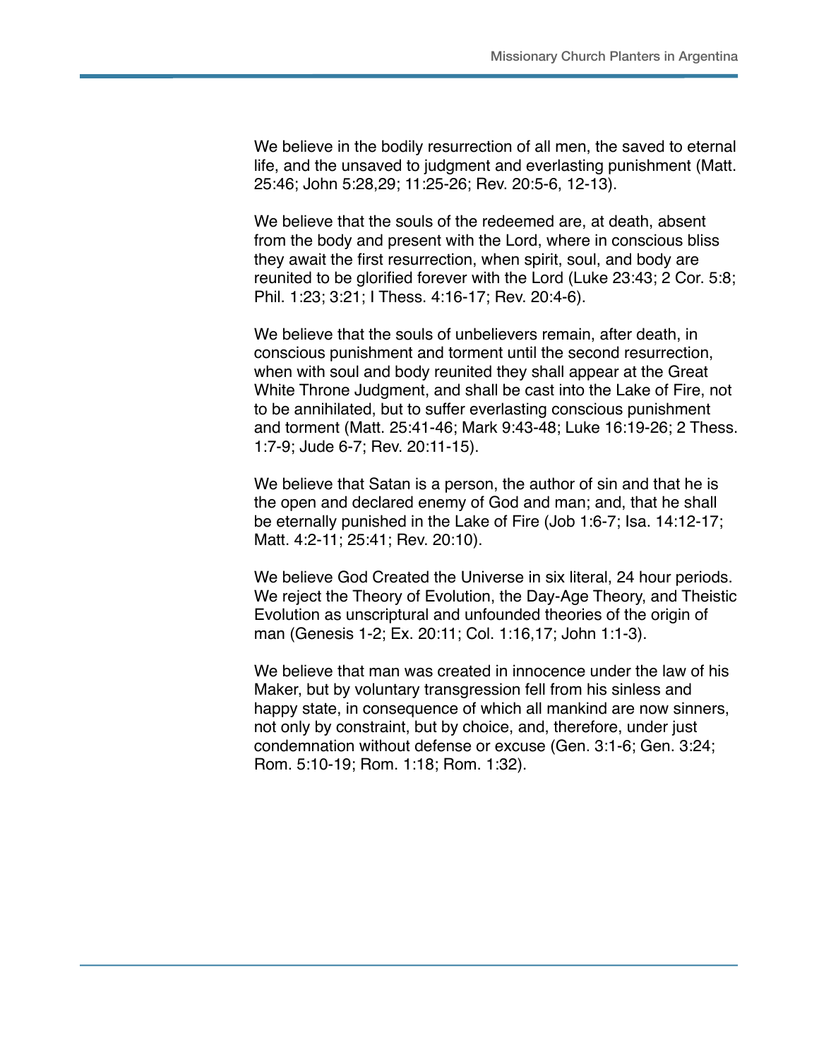We believe in the bodily resurrection of all men, the saved to eternal life, and the unsaved to judgment and everlasting punishment (Matt. 25:46; John 5:28,29; 11:25-26; Rev. 20:5-6, 12-13).

We believe that the souls of the redeemed are, at death, absent from the body and present with the Lord, where in conscious bliss they await the first resurrection, when spirit, soul, and body are reunited to be glorified forever with the Lord (Luke 23:43; 2 Cor. 5:8; Phil. 1:23; 3:21; I Thess. 4:16-17; Rev. 20:4-6).

We believe that the souls of unbelievers remain, after death, in conscious punishment and torment until the second resurrection, when with soul and body reunited they shall appear at the Great White Throne Judgment, and shall be cast into the Lake of Fire, not to be annihilated, but to suffer everlasting conscious punishment and torment (Matt. 25:41-46; Mark 9:43-48; Luke 16:19-26; 2 Thess. 1:7-9; Jude 6-7; Rev. 20:11-15).

We believe that Satan is a person, the author of sin and that he is the open and declared enemy of God and man; and, that he shall be eternally punished in the Lake of Fire (Job 1:6-7; Isa. 14:12-17; Matt. 4:2-11; 25:41; Rev. 20:10).

We believe God Created the Universe in six literal, 24 hour periods. We reject the Theory of Evolution, the Day-Age Theory, and Theistic Evolution as unscriptural and unfounded theories of the origin of man (Genesis 1-2; Ex. 20:11; Col. 1:16,17; John 1:1-3).

We believe that man was created in innocence under the law of his Maker, but by voluntary transgression fell from his sinless and happy state, in consequence of which all mankind are now sinners, not only by constraint, but by choice, and, therefore, under just condemnation without defense or excuse (Gen. 3:1-6; Gen. 3:24; Rom. 5:10-19; Rom. 1:18; Rom. 1:32).